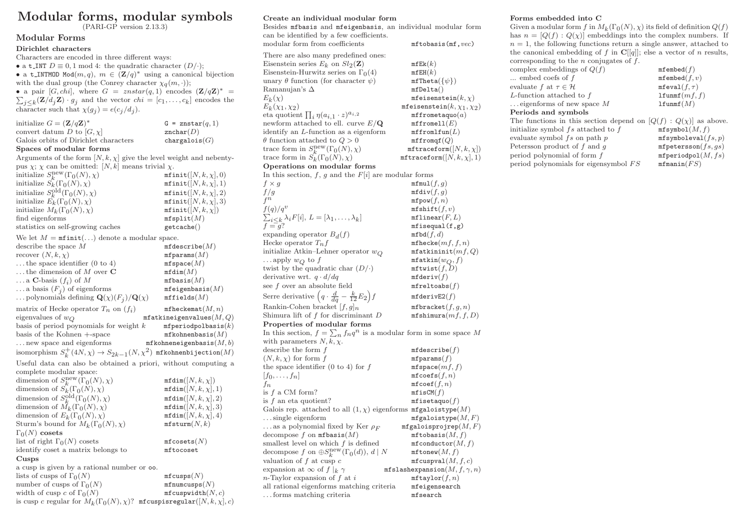# Modular forms, modular symbols

(PARI-GP version 2.13.3)

## Modular Forms

### Dirichlet characters

Characters are encoded in three different ways:

- a t_INT $D \equiv 0, 1 \bmod 4$: the quadratic character $(D/\cdot)$;
- a t_INTMOD Mod$(m, q)$, $m \in (\mathbf{Z}/q)^*$ using a canonical bijection with the dual group (the Conrey character $\chi_q(m, \cdot)$);
- a pair $[G, chi]$, where $G = znstar(q, 1)$ encodes $(\mathbf{Z}/q\mathbf{Z})^* = \sum_{j\le k}(\mathbf{Z}/d_j\mathbf{Z}) \cdot g_j$ and the vector $chi = [c_1, \ldots, c_k]$ encodes the character such that $\chi(g_j) = e(c_j/d_j)$.

| | |
|---|---|
| initialize $G = (\mathbf{Z}/q\mathbf{Z})^*$ | `G = znstar(q,1)` |
| convert datum $D$ to $[G, \chi]$ | `znchar(D)` |
| Galois orbits of Dirichlet characters | `chargalois(G)` |

### Spaces of modular forms

Arguments of the form $[N, k, \chi]$ give the level weight and nebentypus $\chi$; $\chi$ can be omitted: $[N, k]$ means trivial $\chi$.

| | |
|---|---|
| initialize $S_k^{\rm new}(\Gamma_0(N), \chi)$ | `mfinit([N,k,χ],0)` |
| initialize $S_k(\Gamma_0(N), \chi)$ | `mfinit([N,k,χ],1)` |
| initialize $S_k^{\rm old}(\Gamma_0(N), \chi)$ | `mfinit([N,k,χ],2)` |
| initialize $E_k(\Gamma_0(N), \chi)$ | `mfinit([N,k,χ],3)` |
| initialize $M_k(\Gamma_0(N), \chi)$ | `mfinit([N,k,χ])` |
| find eigenforms | `mfsplit(M)` |
| statistics on self-growing caches | `getcache()` |

We let $M =$ `mfinit(...)` denote a modular space.

| | |
|---|---|
| describe the space $M$ | `mfdescribe(M)` |
| recover $(N, k, \chi)$ | `mfparams(M)` |
| ... the space identifier (0 to 4) | `mfspace(M)` |
| ... the dimension of $M$ over $\mathbf{C}$ | `mfdim(M)` |
| ... a $\mathbf{C}$-basis $(f_i)$ of $M$ | `mfbasis(M)` |
| ... a basis $(F_j)$ of eigenforms | `mfeigenbasis(M)` |
| ... polynomials defining $\mathbf{Q}(\chi)(F_j)/\mathbf{Q}(\chi)$ | `mffields(M)` |
| matrix of Hecke operator $T_n$ on $(f_i)$ | `mfheckemat(M,n)` |
| eigenvalues of $w_Q$ | `mfatkineigenvalues(M,Q)` |
| basis of period poynomials for weight $k$ | `mfperiodpolbasis(k)` |
| basis of the Kohnen $+$-space | `mfkohnenbasis(M)` |
| ... new space and eigenforms | `mfkohneneigenbasis(M,b)` |
| isomorphism $S_k^+(4N, \chi) \to S_{2k-1}(N, \chi^2)$ | `mfkohnenbijection(M)` |

Useful data can also be obtained a priori, without computing a complete modular space:

| | |
|---|---|
| dimension of $S_k^{\rm new}(\Gamma_0(N), \chi)$ | `mfdim([N,k,χ])` |
| dimension of $S_k(\Gamma_0(N), \chi)$ | `mfdim([N,k,χ],1)` |
| dimension of $S_k^{\rm old}(\Gamma_0(N), \chi)$ | `mfdim([N,k,χ],2)` |
| dimension of $M_k(\Gamma_0(N), \chi)$ | `mfdim([N,k,χ],3)` |
| dimension of $E_k(\Gamma_0(N), \chi)$ | `mfdim([N,k,χ],4)` |
| Sturm's bound for $M_k(\Gamma_0(N), \chi)$ | `mfsturm(N,k)` |

### $\Gamma_0(N)$ cosets

| | |
|---|---|
| list of right $\Gamma_0(N)$ cosets | `mfcosets(N)` |
| identify coset a matrix belongs to | `mftocoset` |

### Cusps

a cusp is given by a rational number or oo.

| | |
|---|---|
| lists of cusps of $\Gamma_0(N)$ | `mfcusps(N)` |
| number of cusps of $\Gamma_0(N)$ | `mfnumcusps(N)` |
| width of cusp $c$ of $\Gamma_0(N)$ | `mfcuspwidth(N,c)` |
| is cusp $c$ regular for $M_k(\Gamma_0(N), \chi)$? | `mfcuspisregular([N,k,χ],c)` |

### Create an individual modular form

Besides mfbasis and mfeigenbasis, an individual modular form can be identified by a few coefficients.

| | |
|---|---|
| modular form from coefficients | `mftobasis(mf,vec)` |

There are also many predefined ones:

| | |
|---|---|
| Eisenstein series $E_k$ on $Sl_2(\mathbf{Z})$ | `mfEk(k)` |
| Eisenstein-Hurwitz series on $\Gamma_0(4)$ | `mfEH(k)` |
| unary $\theta$ function (for character $\psi$) | `mfTheta({ψ})` |
| Ramanujan's $\Delta$ | `mfDelta()` |
| $E_k(\chi)$ | `mfeisenstein(k,χ)` |
| $E_k(\chi_1, \chi_2)$ | `mfeisenstein(k,χ1,χ2)` |
| eta quotient $\prod_i \eta(a_{i,1} \cdot z)^{a_{i,2}}$ | `mffrometaquo(a)` |
| newform attached to ell. curve $E/\mathbf{Q}$ | `mffromell(E)` |
| identify an $L$-function as a eigenform | `mffromlfun(L)` |
| $\theta$ function attached to $Q > 0$ | `mffromqf(Q)` |
| trace form in $S_k^{\rm new}(\Gamma_0(N), \chi)$ | `mftraceform([N,k,χ])` |
| trace form in $S_k(\Gamma_0(N), \chi)$ | `mftraceform([N,k,χ],1)` |

### Operations on modular forms

In this section, $f$, $g$ and the $F[i]$ are modular forms

| | |
|---|---|
| $f \times g$ | `mfmul(f,g)` |
| $f/g$ | `mfdiv(f,g)` |
| $f^n$ | `mfpow(f,n)` |
| $f(q)/q^v$ | `mfshift(f,v)` |
| $\sum_{i\le k} \lambda_i F[i]$, $L = [\lambda_1, \ldots, \lambda_k]$ | `mflinear(F,L)` |
| $f = g$? | `mfisequal(f,g)` |
| expanding operator $B_d(f)$ | `mfbd(f,d)` |
| Hecke operator $T_n f$ | `mfhecke(mf,f,n)` |
| initialize Atkin–Lehner operator $w_Q$ | `mfatkininit(mf,Q)` |
| ... apply $w_Q$ to $f$ | `mfatkin(w_Q,f)` |
| twist by the quadratic char $(D/\cdot)$ | `mftwist(f,D)` |
| derivative wrt. $q \cdot d/dq$ | `mfderiv(f)` |
| see $f$ over an absolute field | `mfreltoabs(f)` |
| Serre derivative $\left(q \cdot \frac{d}{dq} - \frac{k}{12}E_2\right) f$ | `mfderivE2(f)` |
| Rankin-Cohen bracket $[f, g]_n$ | `mfbracket(f,g,n)` |
| Shimura lift of $f$ for discriminant $D$ | `mfshimura(mf,f,D)` |

### Properties of modular forms

In this section, $f = \sum_n f_n q^n$ is a modular form in some space $M$ with parameters $N, k, \chi$.

| | |
|---|---|
| describe the form $f$ | `mfdescribe(f)` |
| $(N, k, \chi)$ for form $f$ | `mfparams(f)` |
| the space identifier (0 to 4) for $f$ | `mfspace(mf,f)` |
| $[f_0, \ldots, f_n]$ | `mfcoefs(f,n)` |
| $f_n$ | `mfcoef(f,n)` |
| is $f$ a CM form? | `mfisCM(f)` |
| is $f$ an eta quotient? | `mfisetaquo(f)` |
| Galois rep. attached to all $(1, \chi)$ eigenforms | `mfgaloistype(M)` |
| ... single eigenform | `mfgaloistype(M,F)` |
| ... as a polynomial fixed by Ker $\rho_F$ | `mfgaloisprojrep(M,F)` |
| decompose $f$ on `mfbasis(M)` | `mftobasis(M,f)` |
| smallest level on which $f$ is defined | `mfconductor(M,f)` |
| decompose $f$ on $\oplus S_k^{\rm new}(\Gamma_0(d))$, $d \mid N$ | `mftonew(M,f)` |
| valuation of $f$ at cusp $c$ | `mfcuspval(M,f,c)` |
| expansion at $\infty$ of $f \mid_k \gamma$ | `mfslashexpansion(M,f,γ,n)` |
| $n$-Taylor expansion of $f$ at $i$ | `mftaylor(f,n)` |
| all rational eigenforms matching criteria | `mfeigensearch` |
| ... forms matching criteria | `mfsearch` |

### Forms embedded into C

Given a modular form $f$ in $M_k(\Gamma_0(N), \chi)$ its field of definition $Q(f)$ has $n = [Q(f) : Q(\chi)]$ embeddings into the complex numbers. If $n = 1$, the following functions return a single answer, attached to the canonical embedding of $f$ in $\mathbf{C}[[q]]$; else a vector of $n$ results, corresponding to the $n$ conjugates of $f$.

| | |
|---|---|
| complex embeddings of $Q(f)$ | `mfembed(f)` |
| ... embed coefs of $f$ | `mfembed(f,v)` |
| evaluate $f$ at $\tau \in \mathcal{H}$ | `mfeval(f,τ)` |
| $L$-function attached to $f$ | `lfunmf(mf,f)` |
| ... eigenforms of new space $M$ | `lfunmf(M)` |

### Periods and symbols

The functions in this section depend on $[Q(f) : Q(\chi)]$ as above.

| | |
|---|---|
| initialize symbol $fs$ attached to $f$ | `mfsymbol(M,f)` |
| evaluate symbol $fs$ on path $p$ | `mfsymboleval(fs,p)` |
| Petersson product of $f$ and $g$ | `mfpetersson(fs,gs)` |
| period polynomial of form $f$ | `mfperiodpol(M,fs)` |
| period polynomials for eigensymbol $FS$ | `mfmanin(FS)` |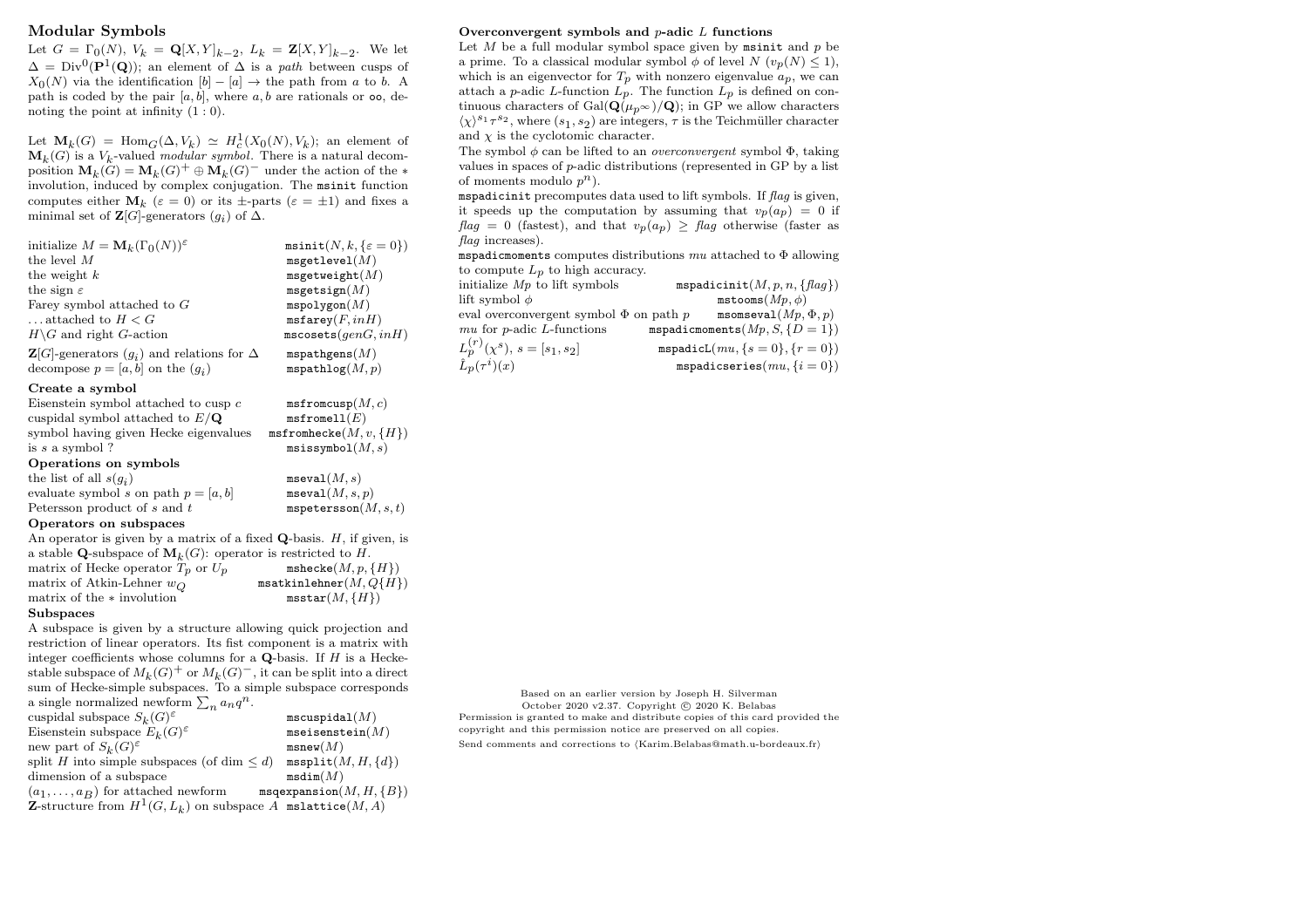## Modular Symbols

Let $G = \Gamma_0(N)$, $V_k = \mathbf{Q}[X,Y]_{k-2}$, $L_k = \mathbf{Z}[X,Y]_{k-2}$. We let $\Delta = \mathrm{Div}^0(\mathbf{P}^1(\mathbf{Q}))$; an element of $\Delta$ is a *path* between cusps of $X_0(N)$ via the identification $[b]-[a] \to$ the path from $a$ to $b$. A path is coded by the pair $[a,b]$, where $a,b$ are rationals or `oo`, denoting the point at infinity $(1:0)$.

Let $\mathbf{M}_k(G) = \mathrm{Hom}_G(\Delta, V_k) \simeq H^1_c(X_0(N), V_k)$; an element of $\mathbf{M}_k(G)$ is a $V_k$-valued *modular symbol*. There is a natural decomposition $\mathbf{M}_k(G) = \mathbf{M}_k(G)^+ \oplus \mathbf{M}_k(G)^-$ under the action of the $*$ involution, induced by complex conjugation. The `msinit` function computes either $\mathbf{M}_k$ ($\varepsilon = 0$) or its $\pm$-parts ($\varepsilon = \pm 1$) and fixes a minimal set of $\mathbf{Z}[G]$-generators $(g_i)$ of $\Delta$.

| | |
|---|---|
| initialize $M = \mathbf{M}_k(\Gamma_0(N))^\varepsilon$ | `msinit`$(N,k,\{\varepsilon=0\})$ |
| the level $M$ | `msgetlevel`$(M)$ |
| the weight $k$ | `msgetweight`$(M)$ |
| the sign $\varepsilon$ | `msgetsign`$(M)$ |
| Farey symbol attached to $G$ | `mspolygon`$(M)$ |
| ... attached to $H < G$ | `msfarey`$(F, inH)$ |
| $H\backslash G$ and right $G$-action | `mscosets`$(genG, inH)$ |
| $\mathbf{Z}[G]$-generators $(g_i)$ and relations for $\Delta$ | `mspathgens`$(M)$ |
| decompose $p = [a,b]$ on the $(g_i)$ | `mspathlog`$(M,p)$ |

### Create a symbol

| | |
|---|---|
| Eisenstein symbol attached to cusp $c$ | `msfromcusp`$(M,c)$ |
| cuspidal symbol attached to $E/\mathbf{Q}$ | `msfromell`$(E)$ |
| symbol having given Hecke eigenvalues | `msfromhecke`$(M,v,\{H\})$ |
| is $s$ a symbol ? | `msissymbol`$(M,s)$ |

### Operations on symbols

| | |
|---|---|
| the list of all $s(g_i)$ | `mseval`$(M,s)$ |
| evaluate symbol $s$ on path $p=[a,b]$ | `mseval`$(M,s,p)$ |
| Petersson product of $s$ and $t$ | `mspetersson`$(M,s,t)$ |

### Operators on subspaces

An operator is given by a matrix of a fixed $\mathbf{Q}$-basis. $H$, if given, is a stable $\mathbf{Q}$-subspace of $\mathbf{M}_k(G)$: operator is restricted to $H$.

| | |
|---|---|
| matrix of Hecke operator $T_p$ or $U_p$ | `mshecke`$(M,p,\{H\})$ |
| matrix of Atkin-Lehner $w_Q$ | `msatkinlehner`$(M,Q\{H\})$ |
| matrix of the $*$ involution | `msstar`$(M,\{H\})$ |

### Subspaces

A subspace is given by a structure allowing quick projection and restriction of linear operators. Its fist component is a matrix with integer coefficients whose columns for a $\mathbf{Q}$-basis. If $H$ is a Hecke-stable subspace of $M_k(G)^+$ or $M_k(G)^-$, it can be split into a direct sum of Hecke-simple subspaces. To a simple subspace corresponds a single normalized newform $\sum_n a_n q^n$.

| | |
|---|---|
| cuspidal subspace $S_k(G)^\varepsilon$ | `mscuspidal`$(M)$ |
| Eisenstein subspace $E_k(G)^\varepsilon$ | `mseisenstein`$(M)$ |
| new part of $S_k(G)^\varepsilon$ | `msnew`$(M)$ |
| split $H$ into simple subspaces (of dim $\leq d$) | `mssplit`$(M,H,\{d\})$ |
| dimension of a subspace | `msdim`$(M)$ |
| $(a_1,\ldots,a_B)$ for attached newform | `msqexpansion`$(M,H,\{B\})$ |
| $\mathbf{Z}$-structure from $H^1(G,L_k)$ on subspace $A$ | `mslattice`$(M,A)$ |

## Overconvergent symbols and $p$-adic $L$ functions

Let $M$ be a full modular symbol space given by `msinit` and $p$ be a prime. To a classical modular symbol $\phi$ of level $N$ ($v_p(N) \leq 1$), which is an eigenvector for $T_p$ with nonzero eigenvalue $a_p$, we can attach a $p$-adic $L$-function $L_p$. The function $L_p$ is defined on continuous characters of $\mathrm{Gal}(\mathbf{Q}(\mu_{p^\infty})/\mathbf{Q})$; in GP we allow characters $\langle\chi\rangle^{s_1}\tau^{s_2}$, where $(s_1,s_2)$ are integers, $\tau$ is the Teichmüller character and $\chi$ is the cyclotomic character.

The symbol $\phi$ can be lifted to an *overconvergent* symbol $\Phi$, taking values in spaces of $p$-adic distributions (represented in GP by a list of moments modulo $p^n$).

`mspadicinit` precomputes data used to lift symbols. If *flag* is given, it speeds up the computation by assuming that $v_p(a_p) = 0$ if *flag* $= 0$ (fastest), and that $v_p(a_p) \geq$ *flag* otherwise (faster as *flag* increases).

`mspadicmoments` computes distributions *mu* attached to $\Phi$ allowing to compute $L_p$ to high accuracy.

| | |
|---|---|
| initialize $Mp$ to lift symbols | `mspadicinit`$(M,p,n,\{flag\})$ |
| lift symbol $\phi$ | `mstooms`$(Mp,\phi)$ |
| eval overconvergent symbol $\Phi$ on path $p$ | `msomseval`$(Mp,\Phi,p)$ |
| *mu* for $p$-adic $L$-functions | `mspadicmoments`$(Mp,S,\{D=1\})$ |
| $L_p^{(r)}(\chi^s)$, $s=[s_1,s_2]$ | `mspadicL`$(mu,\{s=0\},\{r=0\})$ |
| $\hat{L}_p(\tau^i)(x)$ | `mspadicseries`$(mu,\{i=0\})$ |

Based on an earlier version by Joseph H. Silverman
October 2020 v2.37. Copyright © 2020 K. Belabas

Permission is granted to make and distribute copies of this card provided the copyright and this permission notice are preserved on all copies.

Send comments and corrections to ⟨Karim.Belabas@math.u-bordeaux.fr⟩